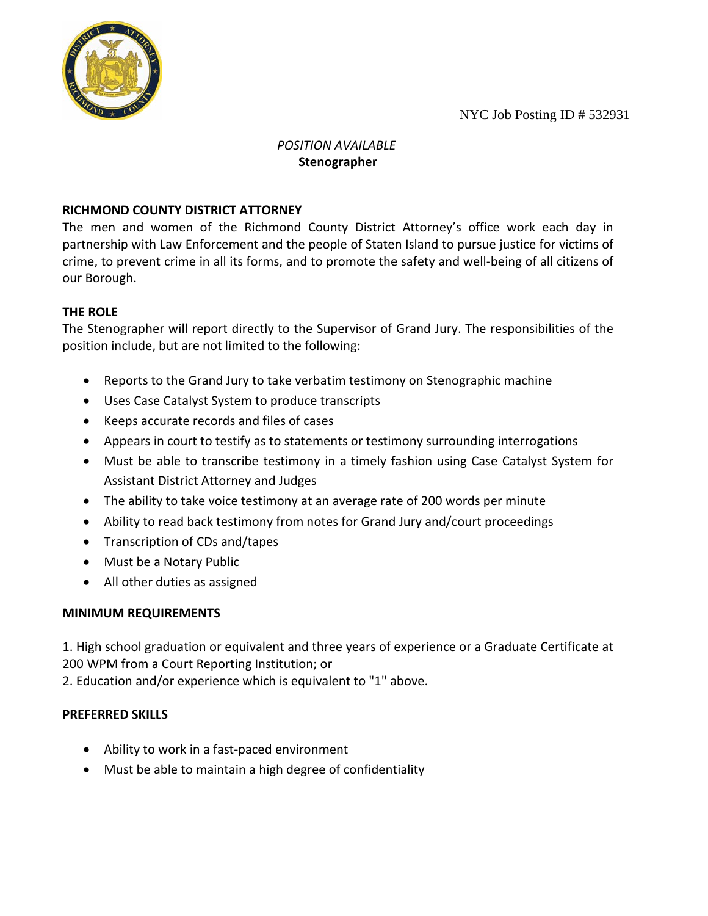NYC Job Posting ID # 532931

*POSITION AVAILABLE*

**Stenographer**

## RICHMOND COUNTY DISTRICT ATTORNEY

The men and women of the Richmond County District Attorney's office work each day in partnership with Law Enforcement and the people of Staten Island to pursue justice for victims of crime, to prevent crime in all its forms, and to promote the safety and well-being of all citizens of our Borough.

## THE ROLE

The Stenographer will report directly to the Supervisor of Grand Jury. The responsibilities of the position include, but are not limited to the following:

- Reports to the Grand Jury to take verbatim testimony on Stenographic machine
- Uses Case Catalyst System to produce transcripts
- Keeps accurate records and files of cases
- Appears in court to testify as to statements or testimony surrounding interrogations
- Must be able to transcribe testimony in a timely fashion using Case Catalyst System for Assistant District Attorney and Judges
- The ability to take voice testimony at an average rate of 200 words per minute
- Ability to read back testimony from notes for Grand Jury and/court proceedings
- Transcription of CDs and/tapes
- Must be a Notary Public
- All other duties as assigned

## MINIMUM REQUIREMENTS

1. High school graduation or equivalent and three years of experience or a Graduate Certificate at 200 WPM from a Court Reporting Institution; or
2. Education and/or experience which is equivalent to "1" above.

## PREFERRED SKILLS

- Ability to work in a fast-paced environment
- Must be able to maintain a high degree of confidentiality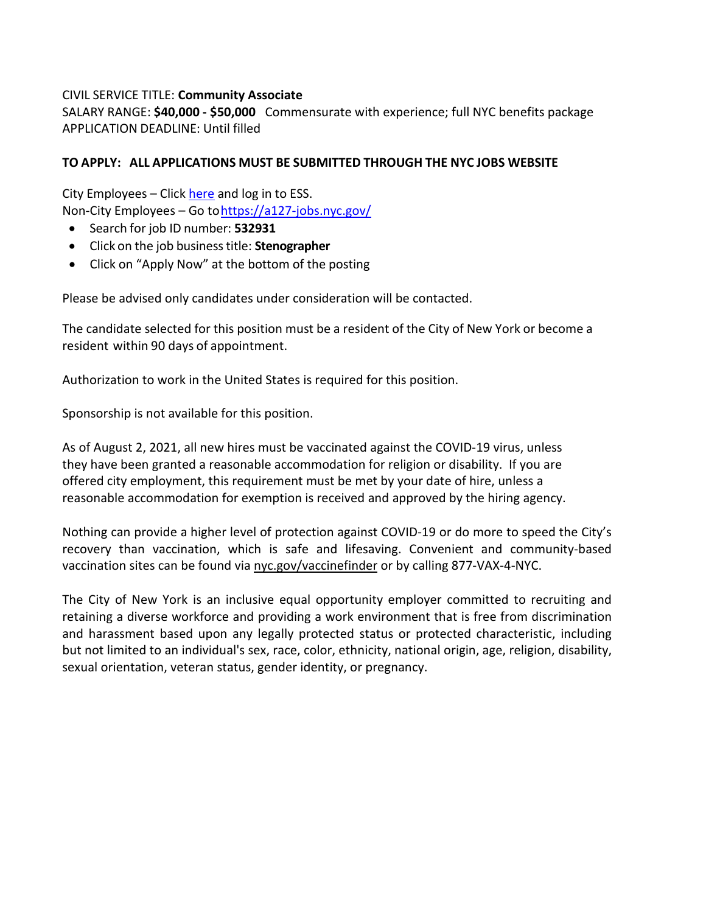CIVIL SERVICE TITLE: **Community Associate**

SALARY RANGE: **$40,000 - $50,000** Commensurate with experience; full NYC benefits package

APPLICATION DEADLINE: Until filled

**TO APPLY: ALL APPLICATIONS MUST BE SUBMITTED THROUGH THE NYC JOBS WEBSITE**

City Employees – Click [here](#) and log in to ESS.

Non-City Employees – Go to [https://a127-jobs.nyc.gov/](https://a127-jobs.nyc.gov/)

- Search for job ID number: **532931**
- Click on the job business title: **Stenographer**
- Click on "Apply Now" at the bottom of the posting

Please be advised only candidates under consideration will be contacted.

The candidate selected for this position must be a resident of the City of New York or become a resident within 90 days of appointment.

Authorization to work in the United States is required for this position.

Sponsorship is not available for this position.

As of August 2, 2021, all new hires must be vaccinated against the COVID-19 virus, unless they have been granted a reasonable accommodation for religion or disability. If you are offered city employment, this requirement must be met by your date of hire, unless a reasonable accommodation for exemption is received and approved by the hiring agency.

Nothing can provide a higher level of protection against COVID-19 or do more to speed the City's recovery than vaccination, which is safe and lifesaving. Convenient and community-based vaccination sites can be found via nyc.gov/vaccinefinder or by calling 877-VAX-4-NYC.

The City of New York is an inclusive equal opportunity employer committed to recruiting and retaining a diverse workforce and providing a work environment that is free from discrimination and harassment based upon any legally protected status or protected characteristic, including but not limited to an individual's sex, race, color, ethnicity, national origin, age, religion, disability, sexual orientation, veteran status, gender identity, or pregnancy.